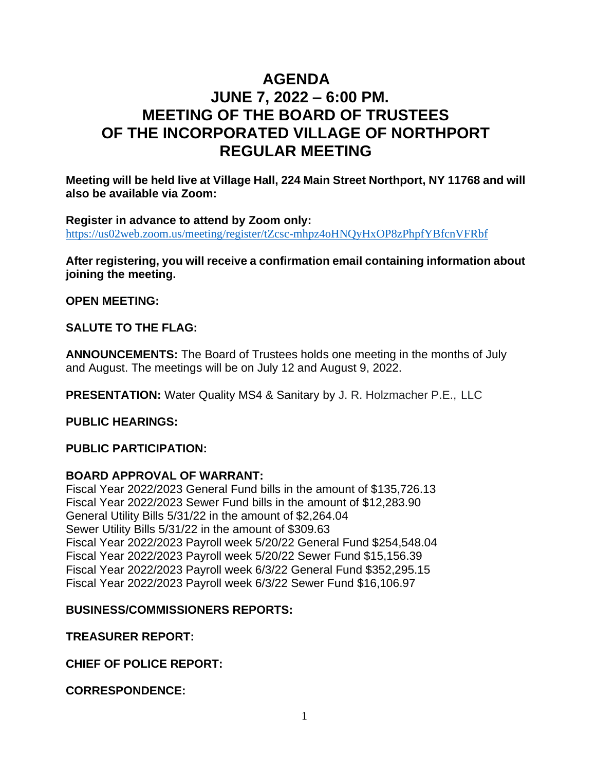# AGENDA
# JUNE 7, 2022 – 6:00 PM.
# MEETING OF THE BOARD OF TRUSTEES OF THE INCORPORATED VILLAGE OF NORTHPORT
# REGULAR MEETING

**Meeting will be held live at Village Hall, 224 Main Street Northport, NY 11768 and will also be available via Zoom:**

**Register in advance to attend by Zoom only:**
https://us02web.zoom.us/meeting/register/tZcsc-mhpz4oHNQyHxOP8zPhpfYBfcnVFRbf

**After registering, you will receive a confirmation email containing information about joining the meeting.**

**OPEN MEETING:**

**SALUTE TO THE FLAG:**

**ANNOUNCEMENTS:** The Board of Trustees holds one meeting in the months of July and August. The meetings will be on July 12 and August 9, 2022.

**PRESENTATION:** Water Quality MS4 & Sanitary by J. R. Holzmacher P.E., LLC

**PUBLIC HEARINGS:**

**PUBLIC PARTICIPATION:**

**BOARD APPROVAL OF WARRANT:**
Fiscal Year 2022/2023 General Fund bills in the amount of $135,726.13
Fiscal Year 2022/2023 Sewer Fund bills in the amount of $12,283.90
General Utility Bills 5/31/22 in the amount of $2,264.04
Sewer Utility Bills 5/31/22 in the amount of $309.63
Fiscal Year 2022/2023 Payroll week 5/20/22 General Fund $254,548.04
Fiscal Year 2022/2023 Payroll week 5/20/22 Sewer Fund $15,156.39
Fiscal Year 2022/2023 Payroll week 6/3/22 General Fund $352,295.15
Fiscal Year 2022/2023 Payroll week 6/3/22 Sewer Fund $16,106.97

**BUSINESS/COMMISSIONERS REPORTS:**

**TREASURER REPORT:**

**CHIEF OF POLICE REPORT:**

**CORRESPONDENCE:**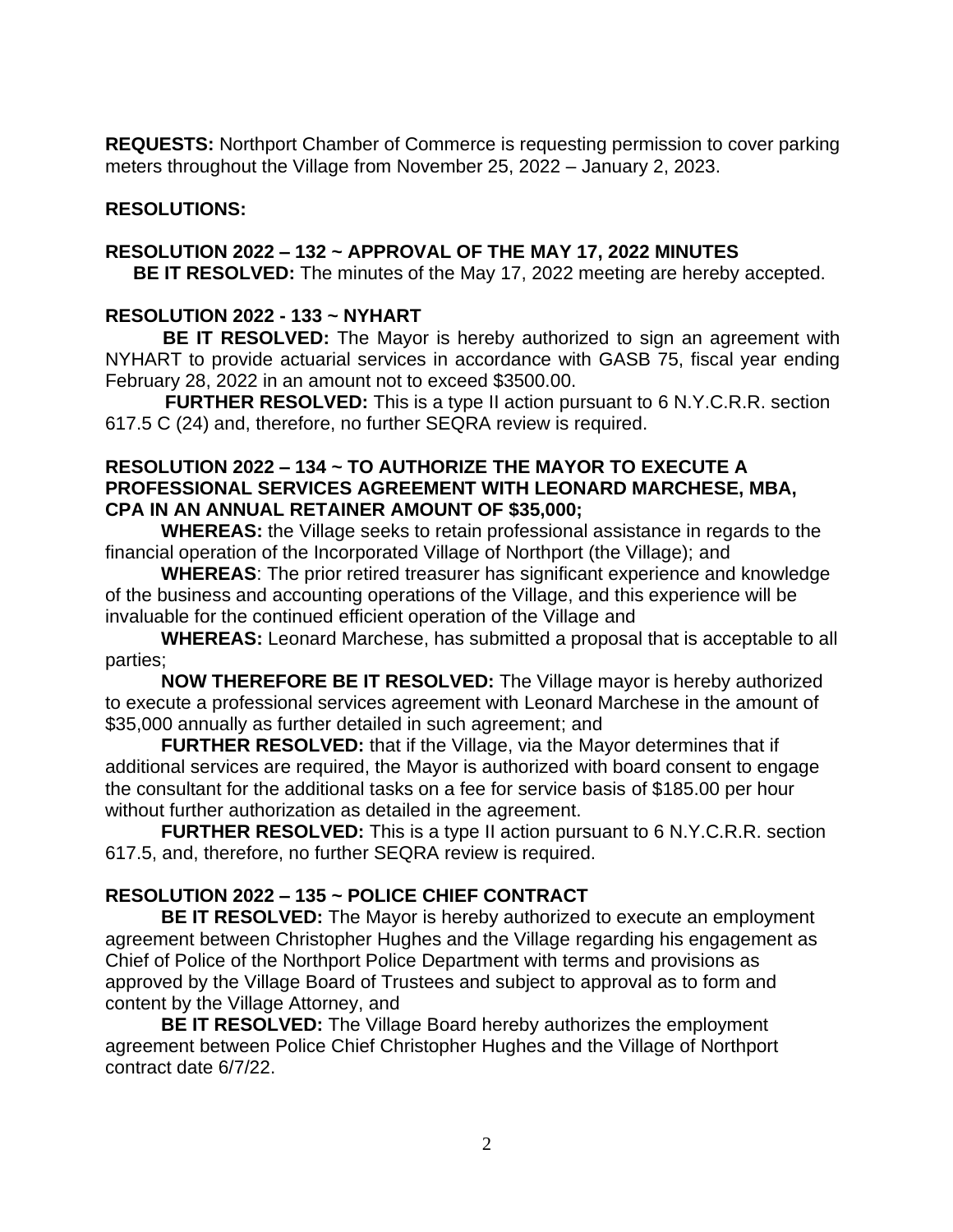**REQUESTS:** Northport Chamber of Commerce is requesting permission to cover parking meters throughout the Village from November 25, 2022 – January 2, 2023.

**RESOLUTIONS:**

**RESOLUTION 2022 – 132 ~ APPROVAL OF THE MAY 17, 2022 MINUTES**

**BE IT RESOLVED:** The minutes of the May 17, 2022 meeting are hereby accepted.

**RESOLUTION 2022 - 133 ~ NYHART**

**BE IT RESOLVED:** The Mayor is hereby authorized to sign an agreement with NYHART to provide actuarial services in accordance with GASB 75, fiscal year ending February 28, 2022 in an amount not to exceed $3500.00.

**FURTHER RESOLVED:** This is a type II action pursuant to 6 N.Y.C.R.R. section 617.5 C (24) and, therefore, no further SEQRA review is required.

**RESOLUTION 2022 – 134 ~ TO AUTHORIZE THE MAYOR TO EXECUTE A PROFESSIONAL SERVICES AGREEMENT WITH LEONARD MARCHESE, MBA, CPA IN AN ANNUAL RETAINER AMOUNT OF $35,000;**

**WHEREAS:** the Village seeks to retain professional assistance in regards to the financial operation of the Incorporated Village of Northport (the Village); and

**WHEREAS**: The prior retired treasurer has significant experience and knowledge of the business and accounting operations of the Village, and this experience will be invaluable for the continued efficient operation of the Village and

**WHEREAS:** Leonard Marchese, has submitted a proposal that is acceptable to all parties;

**NOW THEREFORE BE IT RESOLVED:** The Village mayor is hereby authorized to execute a professional services agreement with Leonard Marchese in the amount of $35,000 annually as further detailed in such agreement; and

**FURTHER RESOLVED:** that if the Village, via the Mayor determines that if additional services are required, the Mayor is authorized with board consent to engage the consultant for the additional tasks on a fee for service basis of $185.00 per hour without further authorization as detailed in the agreement.

**FURTHER RESOLVED:** This is a type II action pursuant to 6 N.Y.C.R.R. section 617.5, and, therefore, no further SEQRA review is required.

**RESOLUTION 2022 – 135 ~ POLICE CHIEF CONTRACT**

**BE IT RESOLVED:** The Mayor is hereby authorized to execute an employment agreement between Christopher Hughes and the Village regarding his engagement as Chief of Police of the Northport Police Department with terms and provisions as approved by the Village Board of Trustees and subject to approval as to form and content by the Village Attorney, and

**BE IT RESOLVED:** The Village Board hereby authorizes the employment agreement between Police Chief Christopher Hughes and the Village of Northport contract date 6/7/22.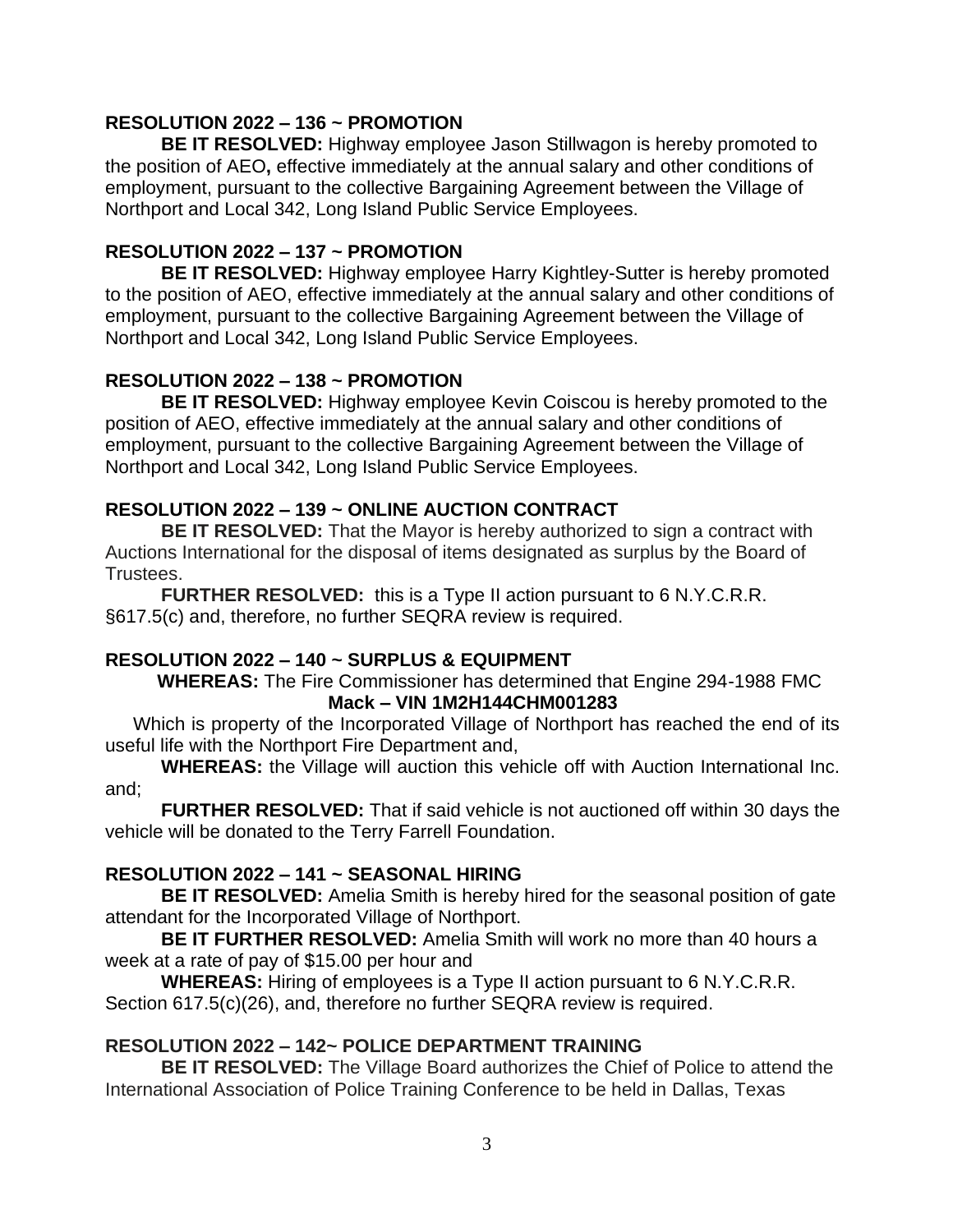**RESOLUTION 2022 – 136 ~ PROMOTION**

**BE IT RESOLVED:** Highway employee Jason Stillwagon is hereby promoted to the position of AEO**,** effective immediately at the annual salary and other conditions of employment, pursuant to the collective Bargaining Agreement between the Village of Northport and Local 342, Long Island Public Service Employees.

**RESOLUTION 2022 – 137 ~ PROMOTION**

**BE IT RESOLVED:** Highway employee Harry Kightley-Sutter is hereby promoted to the position of AEO, effective immediately at the annual salary and other conditions of employment, pursuant to the collective Bargaining Agreement between the Village of Northport and Local 342, Long Island Public Service Employees.

**RESOLUTION 2022 – 138 ~ PROMOTION**

**BE IT RESOLVED:** Highway employee Kevin Coiscou is hereby promoted to the position of AEO, effective immediately at the annual salary and other conditions of employment, pursuant to the collective Bargaining Agreement between the Village of Northport and Local 342, Long Island Public Service Employees.

**RESOLUTION 2022 – 139 ~ ONLINE AUCTION CONTRACT**

**BE IT RESOLVED:** That the Mayor is hereby authorized to sign a contract with Auctions International for the disposal of items designated as surplus by the Board of Trustees.

**FURTHER RESOLVED:** this is a Type II action pursuant to 6 N.Y.C.R.R. §617.5(c) and, therefore, no further SEQRA review is required.

**RESOLUTION 2022 – 140 ~ SURPLUS & EQUIPMENT**

**WHEREAS:** The Fire Commissioner has determined that Engine 294-1988 FMC **Mack – VIN 1M2H144CHM001283**

Which is property of the Incorporated Village of Northport has reached the end of its useful life with the Northport Fire Department and,

**WHEREAS:** the Village will auction this vehicle off with Auction International Inc. and;

**FURTHER RESOLVED:** That if said vehicle is not auctioned off within 30 days the vehicle will be donated to the Terry Farrell Foundation.

**RESOLUTION 2022 – 141 ~ SEASONAL HIRING**

**BE IT RESOLVED:** Amelia Smith is hereby hired for the seasonal position of gate attendant for the Incorporated Village of Northport.

**BE IT FURTHER RESOLVED:** Amelia Smith will work no more than 40 hours a week at a rate of pay of $15.00 per hour and

**WHEREAS:** Hiring of employees is a Type II action pursuant to 6 N.Y.C.R.R. Section 617.5(c)(26), and, therefore no further SEQRA review is required.

**RESOLUTION 2022 – 142~ POLICE DEPARTMENT TRAINING**

**BE IT RESOLVED:** The Village Board authorizes the Chief of Police to attend the International Association of Police Training Conference to be held in Dallas, Texas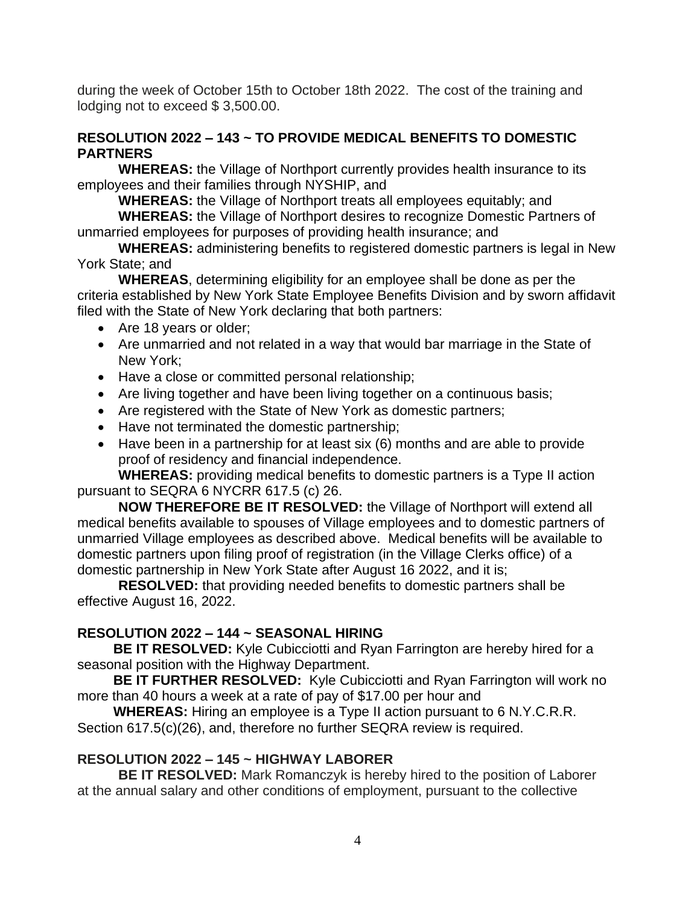during the week of October 15th to October 18th 2022. The cost of the training and lodging not to exceed $ 3,500.00.

**RESOLUTION 2022 – 143 ~ TO PROVIDE MEDICAL BENEFITS TO DOMESTIC PARTNERS**

**WHEREAS:** the Village of Northport currently provides health insurance to its employees and their families through NYSHIP, and

**WHEREAS:** the Village of Northport treats all employees equitably; and

**WHEREAS:** the Village of Northport desires to recognize Domestic Partners of unmarried employees for purposes of providing health insurance; and

**WHEREAS:** administering benefits to registered domestic partners is legal in New York State; and

**WHEREAS**, determining eligibility for an employee shall be done as per the criteria established by New York State Employee Benefits Division and by sworn affidavit filed with the State of New York declaring that both partners:

- Are 18 years or older;
- Are unmarried and not related in a way that would bar marriage in the State of New York;
- Have a close or committed personal relationship;
- Are living together and have been living together on a continuous basis;
- Are registered with the State of New York as domestic partners;
- Have not terminated the domestic partnership;
- Have been in a partnership for at least six (6) months and are able to provide proof of residency and financial independence.

**WHEREAS:** providing medical benefits to domestic partners is a Type II action pursuant to SEQRA 6 NYCRR 617.5 (c) 26.

**NOW THEREFORE BE IT RESOLVED:** the Village of Northport will extend all medical benefits available to spouses of Village employees and to domestic partners of unmarried Village employees as described above. Medical benefits will be available to domestic partners upon filing proof of registration (in the Village Clerks office) of a domestic partnership in New York State after August 16 2022, and it is;

**RESOLVED:** that providing needed benefits to domestic partners shall be effective August 16, 2022.

**RESOLUTION 2022 – 144 ~ SEASONAL HIRING**

**BE IT RESOLVED:** Kyle Cubicciotti and Ryan Farrington are hereby hired for a seasonal position with the Highway Department.

**BE IT FURTHER RESOLVED:** Kyle Cubicciotti and Ryan Farrington will work no more than 40 hours a week at a rate of pay of $17.00 per hour and

**WHEREAS:** Hiring an employee is a Type II action pursuant to 6 N.Y.C.R.R. Section 617.5(c)(26), and, therefore no further SEQRA review is required.

**RESOLUTION 2022 – 145 ~ HIGHWAY LABORER**

**BE IT RESOLVED:** Mark Romanczyk is hereby hired to the position of Laborer at the annual salary and other conditions of employment, pursuant to the collective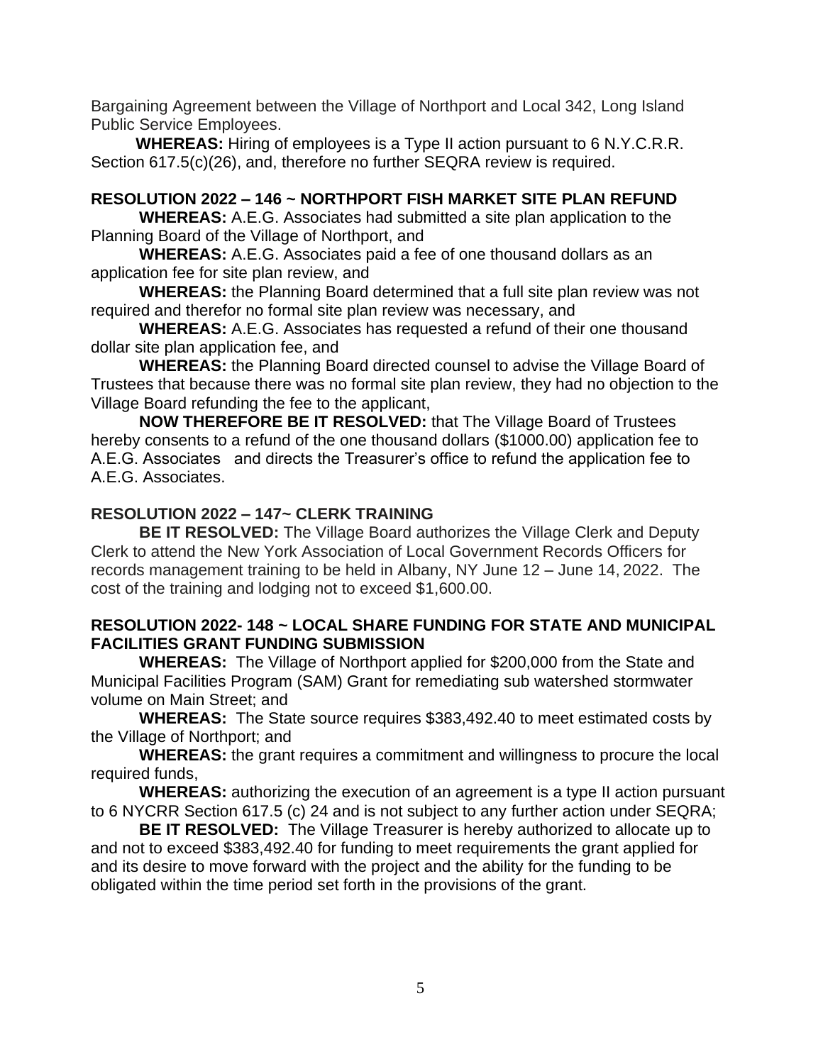Bargaining Agreement between the Village of Northport and Local 342, Long Island Public Service Employees.

**WHEREAS:** Hiring of employees is a Type II action pursuant to 6 N.Y.C.R.R. Section 617.5(c)(26), and, therefore no further SEQRA review is required.

**RESOLUTION 2022 – 146 ~ NORTHPORT FISH MARKET SITE PLAN REFUND**

**WHEREAS:** A.E.G. Associates had submitted a site plan application to the Planning Board of the Village of Northport, and

**WHEREAS:** A.E.G. Associates paid a fee of one thousand dollars as an application fee for site plan review, and

**WHEREAS:** the Planning Board determined that a full site plan review was not required and therefor no formal site plan review was necessary, and

**WHEREAS:** A.E.G. Associates has requested a refund of their one thousand dollar site plan application fee, and

**WHEREAS:** the Planning Board directed counsel to advise the Village Board of Trustees that because there was no formal site plan review, they had no objection to the Village Board refunding the fee to the applicant,

**NOW THEREFORE BE IT RESOLVED:** that The Village Board of Trustees hereby consents to a refund of the one thousand dollars ($1000.00) application fee to A.E.G. Associates and directs the Treasurer's office to refund the application fee to A.E.G. Associates.

**RESOLUTION 2022 – 147~ CLERK TRAINING**

**BE IT RESOLVED:** The Village Board authorizes the Village Clerk and Deputy Clerk to attend the New York Association of Local Government Records Officers for records management training to be held in Albany, NY June 12 – June 14, 2022. The cost of the training and lodging not to exceed $1,600.00.

**RESOLUTION 2022- 148 ~ LOCAL SHARE FUNDING FOR STATE AND MUNICIPAL FACILITIES GRANT FUNDING SUBMISSION**

**WHEREAS:** The Village of Northport applied for $200,000 from the State and Municipal Facilities Program (SAM) Grant for remediating sub watershed stormwater volume on Main Street; and

**WHEREAS:** The State source requires $383,492.40 to meet estimated costs by the Village of Northport; and

**WHEREAS:** the grant requires a commitment and willingness to procure the local required funds,

**WHEREAS:** authorizing the execution of an agreement is a type II action pursuant to 6 NYCRR Section 617.5 (c) 24 and is not subject to any further action under SEQRA;

**BE IT RESOLVED:** The Village Treasurer is hereby authorized to allocate up to and not to exceed $383,492.40 for funding to meet requirements the grant applied for and its desire to move forward with the project and the ability for the funding to be obligated within the time period set forth in the provisions of the grant.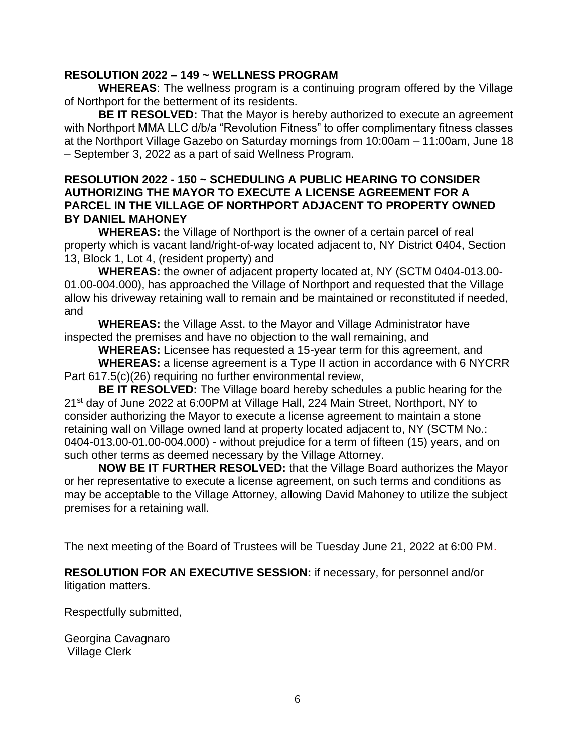**RESOLUTION 2022 – 149 ~ WELLNESS PROGRAM**

**WHEREAS**: The wellness program is a continuing program offered by the Village of Northport for the betterment of its residents.

**BE IT RESOLVED:** That the Mayor is hereby authorized to execute an agreement with Northport MMA LLC d/b/a "Revolution Fitness" to offer complimentary fitness classes at the Northport Village Gazebo on Saturday mornings from 10:00am – 11:00am, June 18 – September 3, 2022 as a part of said Wellness Program.

**RESOLUTION 2022 - 150 ~ SCHEDULING A PUBLIC HEARING TO CONSIDER AUTHORIZING THE MAYOR TO EXECUTE A LICENSE AGREEMENT FOR A PARCEL IN THE VILLAGE OF NORTHPORT ADJACENT TO PROPERTY OWNED BY DANIEL MAHONEY**

**WHEREAS:** the Village of Northport is the owner of a certain parcel of real property which is vacant land/right-of-way located adjacent to, NY District 0404, Section 13, Block 1, Lot 4, (resident property) and

**WHEREAS:** the owner of adjacent property located at, NY (SCTM 0404-013.00-01.00-004.000), has approached the Village of Northport and requested that the Village allow his driveway retaining wall to remain and be maintained or reconstituted if needed, and

**WHEREAS:** the Village Asst. to the Mayor and Village Administrator have inspected the premises and have no objection to the wall remaining, and

**WHEREAS:** Licensee has requested a 15-year term for this agreement, and

**WHEREAS:** a license agreement is a Type II action in accordance with 6 NYCRR Part 617.5(c)(26) requiring no further environmental review,

**BE IT RESOLVED:** The Village board hereby schedules a public hearing for the 21st day of June 2022 at 6:00PM at Village Hall, 224 Main Street, Northport, NY to consider authorizing the Mayor to execute a license agreement to maintain a stone retaining wall on Village owned land at property located adjacent to, NY (SCTM No.: 0404-013.00-01.00-004.000) - without prejudice for a term of fifteen (15) years, and on such other terms as deemed necessary by the Village Attorney.

**NOW BE IT FURTHER RESOLVED:** that the Village Board authorizes the Mayor or her representative to execute a license agreement, on such terms and conditions as may be acceptable to the Village Attorney, allowing David Mahoney to utilize the subject premises for a retaining wall.

The next meeting of the Board of Trustees will be Tuesday June 21, 2022 at 6:00 PM.

**RESOLUTION FOR AN EXECUTIVE SESSION:** if necessary, for personnel and/or litigation matters.

Respectfully submitted,

Georgina Cavagnaro
Village Clerk